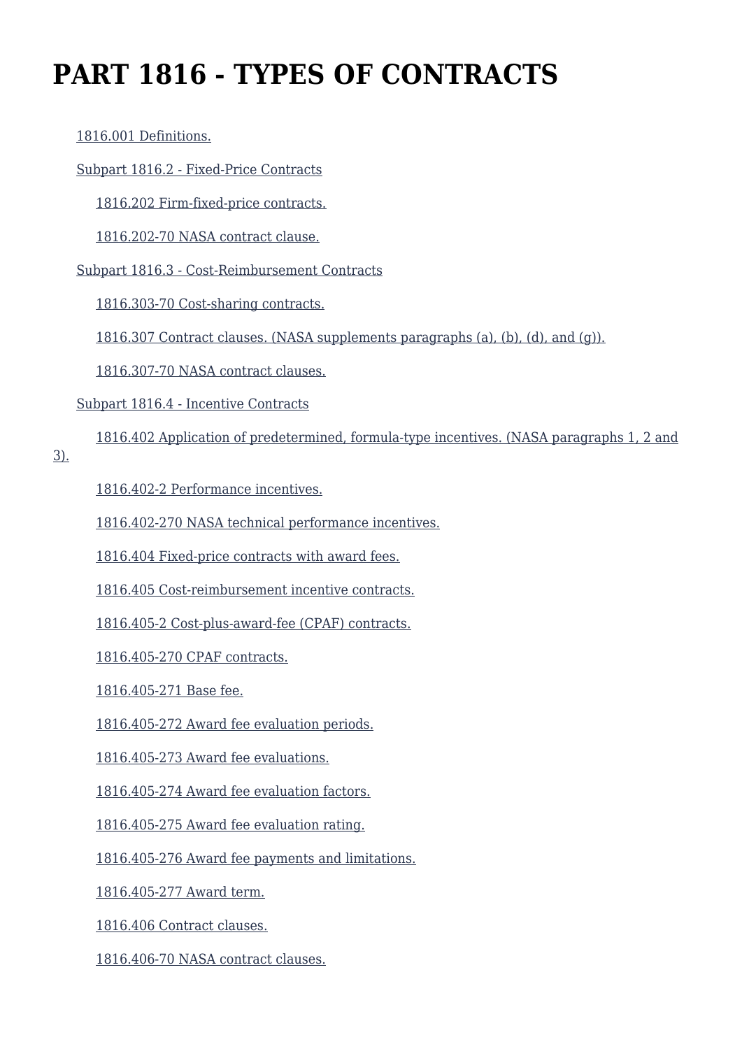# PART 1816 - TYPES OF CONTRACTS

1816.001 Definitions.

Subpart 1816.2 - Fixed-Price Contracts

1816.202 Firm-fixed-price contracts.

1816.202-70 NASA contract clause.

Subpart 1816.3 - Cost-Reimbursement Contracts

1816.303-70 Cost-sharing contracts.

1816.307 Contract clauses. (NASA supplements paragraphs (a), (b), (d), and (g)).

1816.307-70 NASA contract clauses.

Subpart 1816.4 - Incentive Contracts

1816.402 Application of predetermined, formula-type incentives. (NASA paragraphs 1, 2 and 3).

1816.402-2 Performance incentives.

1816.402-270 NASA technical performance incentives.

1816.404 Fixed-price contracts with award fees.

1816.405 Cost-reimbursement incentive contracts.

1816.405-2 Cost-plus-award-fee (CPAF) contracts.

1816.405-270 CPAF contracts.

1816.405-271 Base fee.

1816.405-272 Award fee evaluation periods.

1816.405-273 Award fee evaluations.

1816.405-274 Award fee evaluation factors.

1816.405-275 Award fee evaluation rating.

1816.405-276 Award fee payments and limitations.

1816.405-277 Award term.

1816.406 Contract clauses.

1816.406-70 NASA contract clauses.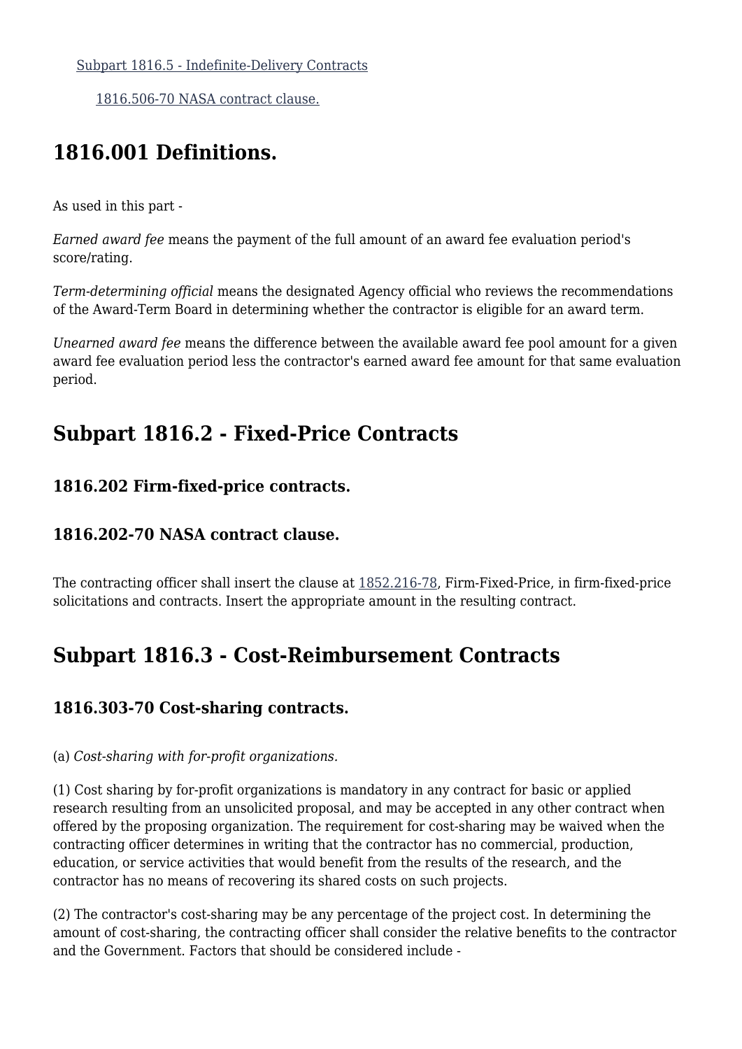[Subpart 1816.5 - Indefinite-Delivery Contracts](#)

[1816.506-70 NASA contract clause.](#)

## 1816.001 Definitions.

As used in this part -

*Earned award fee* means the payment of the full amount of an award fee evaluation period's score/rating.

*Term-determining official* means the designated Agency official who reviews the recommendations of the Award-Term Board in determining whether the contractor is eligible for an award term.

*Unearned award fee* means the difference between the available award fee pool amount for a given award fee evaluation period less the contractor's earned award fee amount for that same evaluation period.

## Subpart 1816.2 - Fixed-Price Contracts

### 1816.202 Firm-fixed-price contracts.

### 1816.202-70 NASA contract clause.

The contracting officer shall insert the clause at 1852.216-78, Firm-Fixed-Price, in firm-fixed-price solicitations and contracts. Insert the appropriate amount in the resulting contract.

## Subpart 1816.3 - Cost-Reimbursement Contracts

### 1816.303-70 Cost-sharing contracts.

(a) *Cost-sharing with for-profit organizations.*

(1) Cost sharing by for-profit organizations is mandatory in any contract for basic or applied research resulting from an unsolicited proposal, and may be accepted in any other contract when offered by the proposing organization. The requirement for cost-sharing may be waived when the contracting officer determines in writing that the contractor has no commercial, production, education, or service activities that would benefit from the results of the research, and the contractor has no means of recovering its shared costs on such projects.

(2) The contractor's cost-sharing may be any percentage of the project cost. In determining the amount of cost-sharing, the contracting officer shall consider the relative benefits to the contractor and the Government. Factors that should be considered include -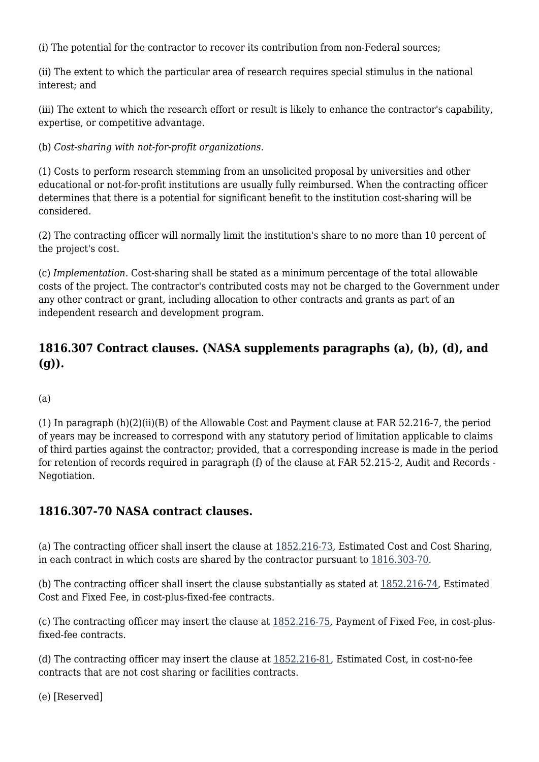(i) The potential for the contractor to recover its contribution from non-Federal sources;

(ii) The extent to which the particular area of research requires special stimulus in the national interest; and

(iii) The extent to which the research effort or result is likely to enhance the contractor's capability, expertise, or competitive advantage.

(b) *Cost-sharing with not-for-profit organizations.*

(1) Costs to perform research stemming from an unsolicited proposal by universities and other educational or not-for-profit institutions are usually fully reimbursed. When the contracting officer determines that there is a potential for significant benefit to the institution cost-sharing will be considered.

(2) The contracting officer will normally limit the institution's share to no more than 10 percent of the project's cost.

(c) *Implementation.* Cost-sharing shall be stated as a minimum percentage of the total allowable costs of the project. The contractor's contributed costs may not be charged to the Government under any other contract or grant, including allocation to other contracts and grants as part of an independent research and development program.

## 1816.307 Contract clauses. (NASA supplements paragraphs (a), (b), (d), and (g)).

(a)

(1) In paragraph (h)(2)(ii)(B) of the Allowable Cost and Payment clause at FAR 52.216-7, the period of years may be increased to correspond with any statutory period of limitation applicable to claims of third parties against the contractor; provided, that a corresponding increase is made in the period for retention of records required in paragraph (f) of the clause at FAR 52.215-2, Audit and Records - Negotiation.

## 1816.307-70 NASA contract clauses.

(a) The contracting officer shall insert the clause at 1852.216-73, Estimated Cost and Cost Sharing, in each contract in which costs are shared by the contractor pursuant to 1816.303-70.

(b) The contracting officer shall insert the clause substantially as stated at 1852.216-74, Estimated Cost and Fixed Fee, in cost-plus-fixed-fee contracts.

(c) The contracting officer may insert the clause at 1852.216-75, Payment of Fixed Fee, in cost-plus-fixed-fee contracts.

(d) The contracting officer may insert the clause at 1852.216-81, Estimated Cost, in cost-no-fee contracts that are not cost sharing or facilities contracts.

(e) [Reserved]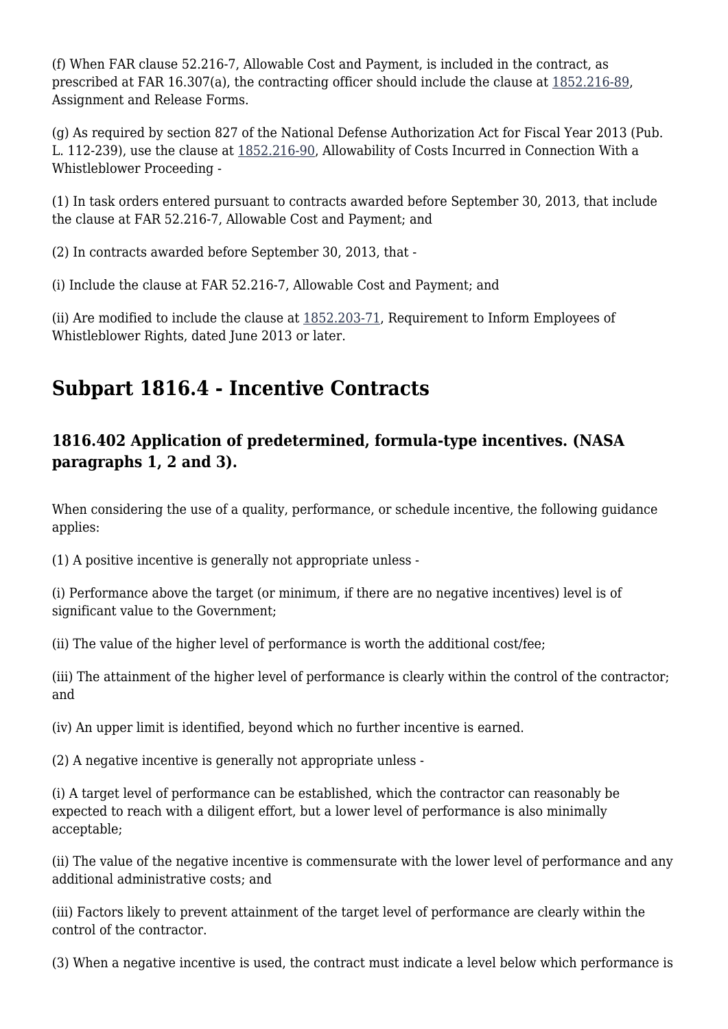(f) When FAR clause 52.216-7, Allowable Cost and Payment, is included in the contract, as prescribed at FAR 16.307(a), the contracting officer should include the clause at 1852.216-89, Assignment and Release Forms.

(g) As required by section 827 of the National Defense Authorization Act for Fiscal Year 2013 (Pub. L. 112-239), use the clause at 1852.216-90, Allowability of Costs Incurred in Connection With a Whistleblower Proceeding -

(1) In task orders entered pursuant to contracts awarded before September 30, 2013, that include the clause at FAR 52.216-7, Allowable Cost and Payment; and

(2) In contracts awarded before September 30, 2013, that -

(i) Include the clause at FAR 52.216-7, Allowable Cost and Payment; and

(ii) Are modified to include the clause at 1852.203-71, Requirement to Inform Employees of Whistleblower Rights, dated June 2013 or later.

## Subpart 1816.4 - Incentive Contracts

### 1816.402 Application of predetermined, formula-type incentives. (NASA paragraphs 1, 2 and 3).

When considering the use of a quality, performance, or schedule incentive, the following guidance applies:

(1) A positive incentive is generally not appropriate unless -

(i) Performance above the target (or minimum, if there are no negative incentives) level is of significant value to the Government;

(ii) The value of the higher level of performance is worth the additional cost/fee;

(iii) The attainment of the higher level of performance is clearly within the control of the contractor; and

(iv) An upper limit is identified, beyond which no further incentive is earned.

(2) A negative incentive is generally not appropriate unless -

(i) A target level of performance can be established, which the contractor can reasonably be expected to reach with a diligent effort, but a lower level of performance is also minimally acceptable;

(ii) The value of the negative incentive is commensurate with the lower level of performance and any additional administrative costs; and

(iii) Factors likely to prevent attainment of the target level of performance are clearly within the control of the contractor.

(3) When a negative incentive is used, the contract must indicate a level below which performance is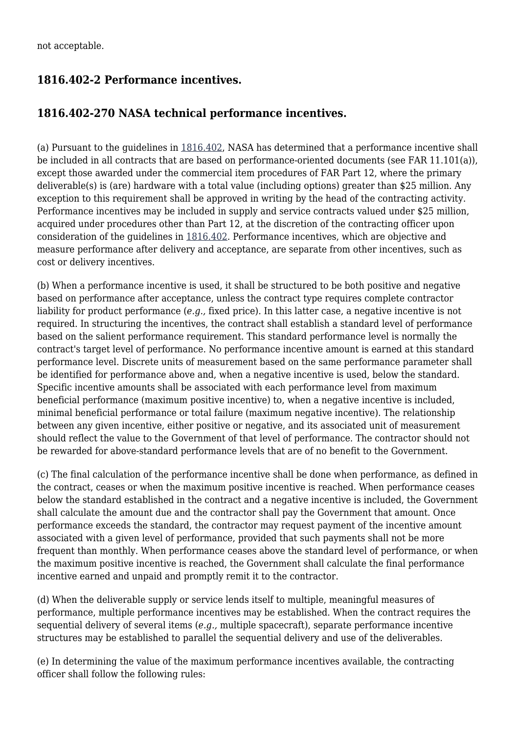not acceptable.

### 1816.402-2 Performance incentives.

### 1816.402-270 NASA technical performance incentives.

(a) Pursuant to the guidelines in 1816.402, NASA has determined that a performance incentive shall be included in all contracts that are based on performance-oriented documents (see FAR 11.101(a)), except those awarded under the commercial item procedures of FAR Part 12, where the primary deliverable(s) is (are) hardware with a total value (including options) greater than $25 million. Any exception to this requirement shall be approved in writing by the head of the contracting activity. Performance incentives may be included in supply and service contracts valued under $25 million, acquired under procedures other than Part 12, at the discretion of the contracting officer upon consideration of the guidelines in 1816.402. Performance incentives, which are objective and measure performance after delivery and acceptance, are separate from other incentives, such as cost or delivery incentives.

(b) When a performance incentive is used, it shall be structured to be both positive and negative based on performance after acceptance, unless the contract type requires complete contractor liability for product performance (*e.g.,* fixed price). In this latter case, a negative incentive is not required. In structuring the incentives, the contract shall establish a standard level of performance based on the salient performance requirement. This standard performance level is normally the contract's target level of performance. No performance incentive amount is earned at this standard performance level. Discrete units of measurement based on the same performance parameter shall be identified for performance above and, when a negative incentive is used, below the standard. Specific incentive amounts shall be associated with each performance level from maximum beneficial performance (maximum positive incentive) to, when a negative incentive is included, minimal beneficial performance or total failure (maximum negative incentive). The relationship between any given incentive, either positive or negative, and its associated unit of measurement should reflect the value to the Government of that level of performance. The contractor should not be rewarded for above-standard performance levels that are of no benefit to the Government.

(c) The final calculation of the performance incentive shall be done when performance, as defined in the contract, ceases or when the maximum positive incentive is reached. When performance ceases below the standard established in the contract and a negative incentive is included, the Government shall calculate the amount due and the contractor shall pay the Government that amount. Once performance exceeds the standard, the contractor may request payment of the incentive amount associated with a given level of performance, provided that such payments shall not be more frequent than monthly. When performance ceases above the standard level of performance, or when the maximum positive incentive is reached, the Government shall calculate the final performance incentive earned and unpaid and promptly remit it to the contractor.

(d) When the deliverable supply or service lends itself to multiple, meaningful measures of performance, multiple performance incentives may be established. When the contract requires the sequential delivery of several items (*e.g.,* multiple spacecraft), separate performance incentive structures may be established to parallel the sequential delivery and use of the deliverables.

(e) In determining the value of the maximum performance incentives available, the contracting officer shall follow the following rules: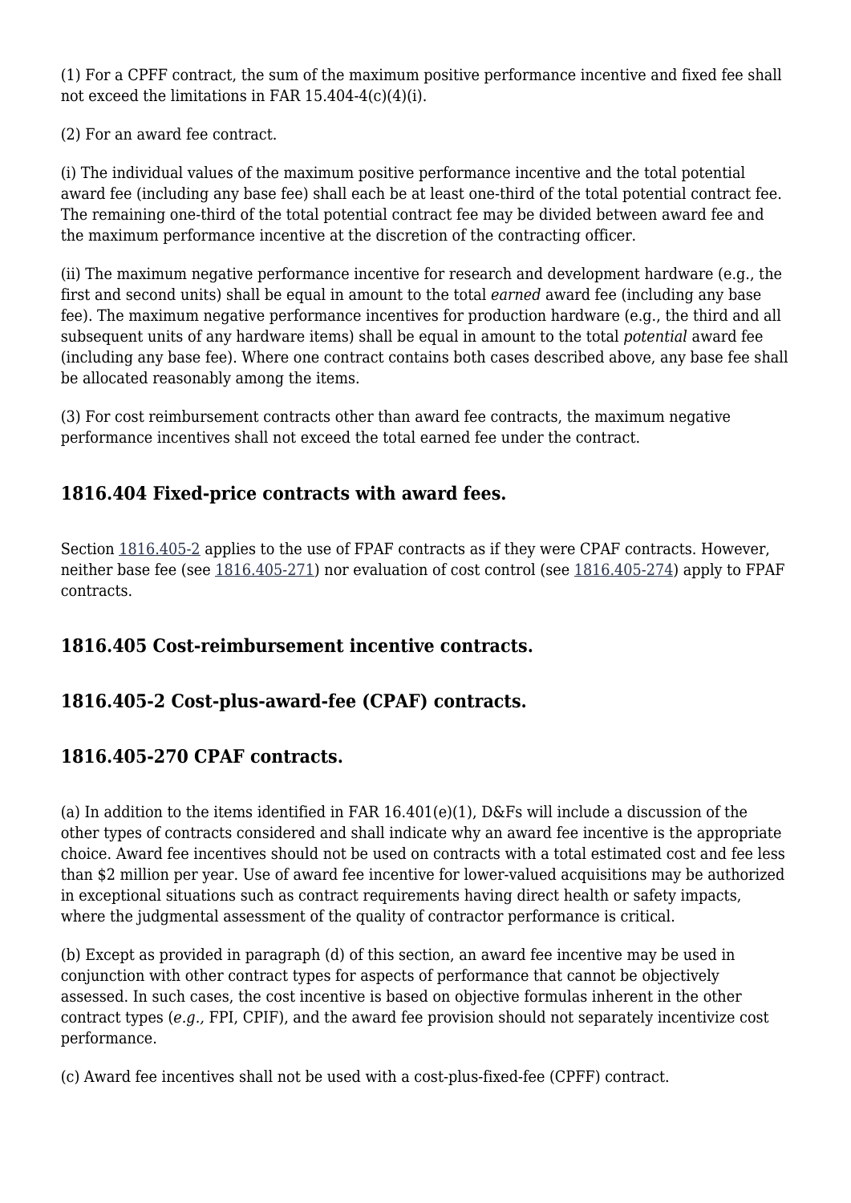(1) For a CPFF contract, the sum of the maximum positive performance incentive and fixed fee shall not exceed the limitations in FAR 15.404-4(c)(4)(i).

(2) For an award fee contract.

(i) The individual values of the maximum positive performance incentive and the total potential award fee (including any base fee) shall each be at least one-third of the total potential contract fee. The remaining one-third of the total potential contract fee may be divided between award fee and the maximum performance incentive at the discretion of the contracting officer.

(ii) The maximum negative performance incentive for research and development hardware (e.g., the first and second units) shall be equal in amount to the total *earned* award fee (including any base fee). The maximum negative performance incentives for production hardware (e.g., the third and all subsequent units of any hardware items) shall be equal in amount to the total *potential* award fee (including any base fee). Where one contract contains both cases described above, any base fee shall be allocated reasonably among the items.

(3) For cost reimbursement contracts other than award fee contracts, the maximum negative performance incentives shall not exceed the total earned fee under the contract.

## 1816.404 Fixed-price contracts with award fees.

Section 1816.405-2 applies to the use of FPAF contracts as if they were CPAF contracts. However, neither base fee (see 1816.405-271) nor evaluation of cost control (see 1816.405-274) apply to FPAF contracts.

## 1816.405 Cost-reimbursement incentive contracts.

## 1816.405-2 Cost-plus-award-fee (CPAF) contracts.

## 1816.405-270 CPAF contracts.

(a) In addition to the items identified in FAR 16.401(e)(1), D&Fs will include a discussion of the other types of contracts considered and shall indicate why an award fee incentive is the appropriate choice. Award fee incentives should not be used on contracts with a total estimated cost and fee less than $2 million per year. Use of award fee incentive for lower-valued acquisitions may be authorized in exceptional situations such as contract requirements having direct health or safety impacts, where the judgmental assessment of the quality of contractor performance is critical.

(b) Except as provided in paragraph (d) of this section, an award fee incentive may be used in conjunction with other contract types for aspects of performance that cannot be objectively assessed. In such cases, the cost incentive is based on objective formulas inherent in the other contract types (*e.g.*, FPI, CPIF), and the award fee provision should not separately incentivize cost performance.

(c) Award fee incentives shall not be used with a cost-plus-fixed-fee (CPFF) contract.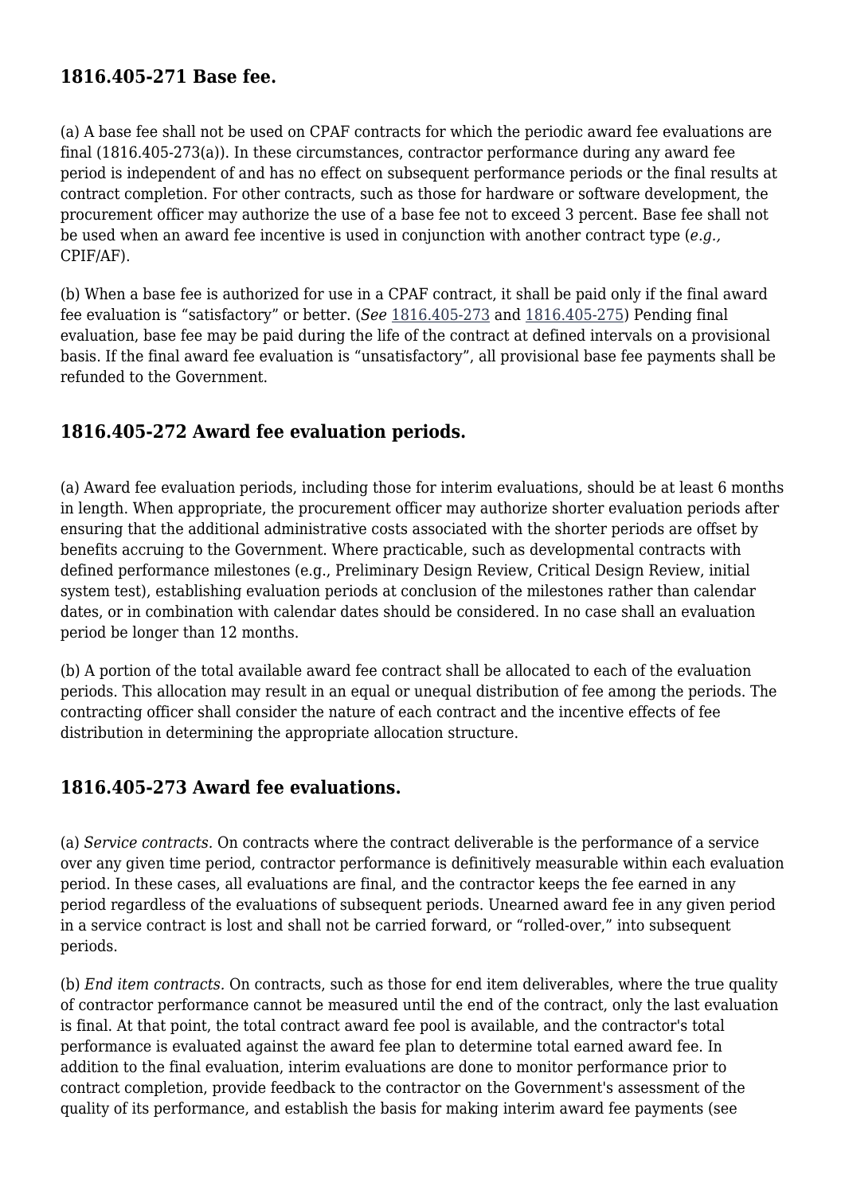## 1816.405-271 Base fee.

(a) A base fee shall not be used on CPAF contracts for which the periodic award fee evaluations are final (1816.405-273(a)). In these circumstances, contractor performance during any award fee period is independent of and has no effect on subsequent performance periods or the final results at contract completion. For other contracts, such as those for hardware or software development, the procurement officer may authorize the use of a base fee not to exceed 3 percent. Base fee shall not be used when an award fee incentive is used in conjunction with another contract type (*e.g.,* CPIF/AF).

(b) When a base fee is authorized for use in a CPAF contract, it shall be paid only if the final award fee evaluation is "satisfactory" or better. (*See* 1816.405-273 and 1816.405-275) Pending final evaluation, base fee may be paid during the life of the contract at defined intervals on a provisional basis. If the final award fee evaluation is "unsatisfactory", all provisional base fee payments shall be refunded to the Government.

## 1816.405-272 Award fee evaluation periods.

(a) Award fee evaluation periods, including those for interim evaluations, should be at least 6 months in length. When appropriate, the procurement officer may authorize shorter evaluation periods after ensuring that the additional administrative costs associated with the shorter periods are offset by benefits accruing to the Government. Where practicable, such as developmental contracts with defined performance milestones (e.g., Preliminary Design Review, Critical Design Review, initial system test), establishing evaluation periods at conclusion of the milestones rather than calendar dates, or in combination with calendar dates should be considered. In no case shall an evaluation period be longer than 12 months.

(b) A portion of the total available award fee contract shall be allocated to each of the evaluation periods. This allocation may result in an equal or unequal distribution of fee among the periods. The contracting officer shall consider the nature of each contract and the incentive effects of fee distribution in determining the appropriate allocation structure.

## 1816.405-273 Award fee evaluations.

(a) *Service contracts.* On contracts where the contract deliverable is the performance of a service over any given time period, contractor performance is definitively measurable within each evaluation period. In these cases, all evaluations are final, and the contractor keeps the fee earned in any period regardless of the evaluations of subsequent periods. Unearned award fee in any given period in a service contract is lost and shall not be carried forward, or "rolled-over," into subsequent periods.

(b) *End item contracts.* On contracts, such as those for end item deliverables, where the true quality of contractor performance cannot be measured until the end of the contract, only the last evaluation is final. At that point, the total contract award fee pool is available, and the contractor's total performance is evaluated against the award fee plan to determine total earned award fee. In addition to the final evaluation, interim evaluations are done to monitor performance prior to contract completion, provide feedback to the contractor on the Government's assessment of the quality of its performance, and establish the basis for making interim award fee payments (see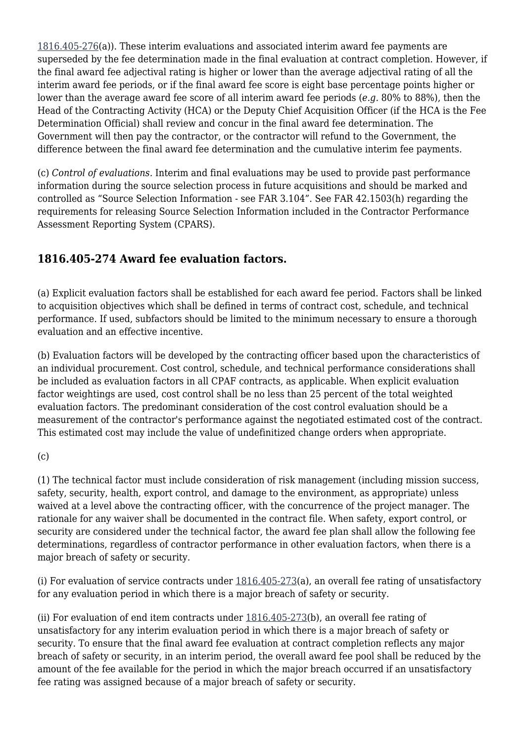1816.405-276(a)). These interim evaluations and associated interim award fee payments are superseded by the fee determination made in the final evaluation at contract completion. However, if the final award fee adjectival rating is higher or lower than the average adjectival rating of all the interim award fee periods, or if the final award fee score is eight base percentage points higher or lower than the average award fee score of all interim award fee periods (*e.g.* 80% to 88%), then the Head of the Contracting Activity (HCA) or the Deputy Chief Acquisition Officer (if the HCA is the Fee Determination Official) shall review and concur in the final award fee determination. The Government will then pay the contractor, or the contractor will refund to the Government, the difference between the final award fee determination and the cumulative interim fee payments.

(c) *Control of evaluations.* Interim and final evaluations may be used to provide past performance information during the source selection process in future acquisitions and should be marked and controlled as "Source Selection Information - see FAR 3.104". See FAR 42.1503(h) regarding the requirements for releasing Source Selection Information included in the Contractor Performance Assessment Reporting System (CPARS).

## 1816.405-274 Award fee evaluation factors.

(a) Explicit evaluation factors shall be established for each award fee period. Factors shall be linked to acquisition objectives which shall be defined in terms of contract cost, schedule, and technical performance. If used, subfactors should be limited to the minimum necessary to ensure a thorough evaluation and an effective incentive.

(b) Evaluation factors will be developed by the contracting officer based upon the characteristics of an individual procurement. Cost control, schedule, and technical performance considerations shall be included as evaluation factors in all CPAF contracts, as applicable. When explicit evaluation factor weightings are used, cost control shall be no less than 25 percent of the total weighted evaluation factors. The predominant consideration of the cost control evaluation should be a measurement of the contractor's performance against the negotiated estimated cost of the contract. This estimated cost may include the value of undefinitized change orders when appropriate.

(c)

(1) The technical factor must include consideration of risk management (including mission success, safety, security, health, export control, and damage to the environment, as appropriate) unless waived at a level above the contracting officer, with the concurrence of the project manager. The rationale for any waiver shall be documented in the contract file. When safety, export control, or security are considered under the technical factor, the award fee plan shall allow the following fee determinations, regardless of contractor performance in other evaluation factors, when there is a major breach of safety or security.

(i) For evaluation of service contracts under 1816.405-273(a), an overall fee rating of unsatisfactory for any evaluation period in which there is a major breach of safety or security.

(ii) For evaluation of end item contracts under 1816.405-273(b), an overall fee rating of unsatisfactory for any interim evaluation period in which there is a major breach of safety or security. To ensure that the final award fee evaluation at contract completion reflects any major breach of safety or security, in an interim period, the overall award fee pool shall be reduced by the amount of the fee available for the period in which the major breach occurred if an unsatisfactory fee rating was assigned because of a major breach of safety or security.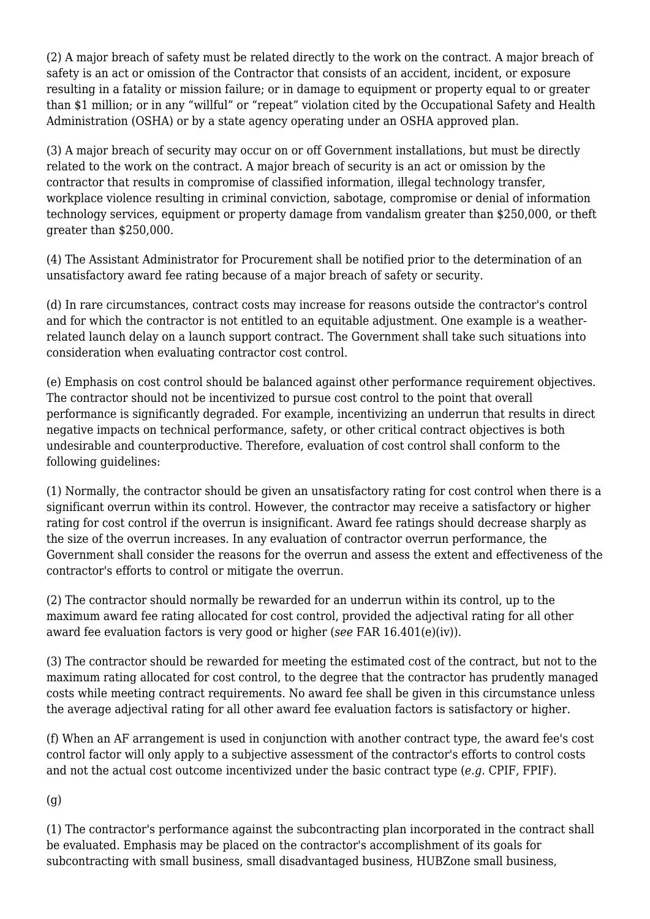(2) A major breach of safety must be related directly to the work on the contract. A major breach of safety is an act or omission of the Contractor that consists of an accident, incident, or exposure resulting in a fatality or mission failure; or in damage to equipment or property equal to or greater than $1 million; or in any “willful” or “repeat” violation cited by the Occupational Safety and Health Administration (OSHA) or by a state agency operating under an OSHA approved plan.

(3) A major breach of security may occur on or off Government installations, but must be directly related to the work on the contract. A major breach of security is an act or omission by the contractor that results in compromise of classified information, illegal technology transfer, workplace violence resulting in criminal conviction, sabotage, compromise or denial of information technology services, equipment or property damage from vandalism greater than $250,000, or theft greater than $250,000.

(4) The Assistant Administrator for Procurement shall be notified prior to the determination of an unsatisfactory award fee rating because of a major breach of safety or security.

(d) In rare circumstances, contract costs may increase for reasons outside the contractor's control and for which the contractor is not entitled to an equitable adjustment. One example is a weather-related launch delay on a launch support contract. The Government shall take such situations into consideration when evaluating contractor cost control.

(e) Emphasis on cost control should be balanced against other performance requirement objectives. The contractor should not be incentivized to pursue cost control to the point that overall performance is significantly degraded. For example, incentivizing an underrun that results in direct negative impacts on technical performance, safety, or other critical contract objectives is both undesirable and counterproductive. Therefore, evaluation of cost control shall conform to the following guidelines:

(1) Normally, the contractor should be given an unsatisfactory rating for cost control when there is a significant overrun within its control. However, the contractor may receive a satisfactory or higher rating for cost control if the overrun is insignificant. Award fee ratings should decrease sharply as the size of the overrun increases. In any evaluation of contractor overrun performance, the Government shall consider the reasons for the overrun and assess the extent and effectiveness of the contractor's efforts to control or mitigate the overrun.

(2) The contractor should normally be rewarded for an underrun within its control, up to the maximum award fee rating allocated for cost control, provided the adjectival rating for all other award fee evaluation factors is very good or higher (*see* FAR 16.401(e)(iv)).

(3) The contractor should be rewarded for meeting the estimated cost of the contract, but not to the maximum rating allocated for cost control, to the degree that the contractor has prudently managed costs while meeting contract requirements. No award fee shall be given in this circumstance unless the average adjectival rating for all other award fee evaluation factors is satisfactory or higher.

(f) When an AF arrangement is used in conjunction with another contract type, the award fee's cost control factor will only apply to a subjective assessment of the contractor's efforts to control costs and not the actual cost outcome incentivized under the basic contract type (*e.g.* CPIF, FPIF).

(g)

(1) The contractor's performance against the subcontracting plan incorporated in the contract shall be evaluated. Emphasis may be placed on the contractor's accomplishment of its goals for subcontracting with small business, small disadvantaged business, HUBZone small business,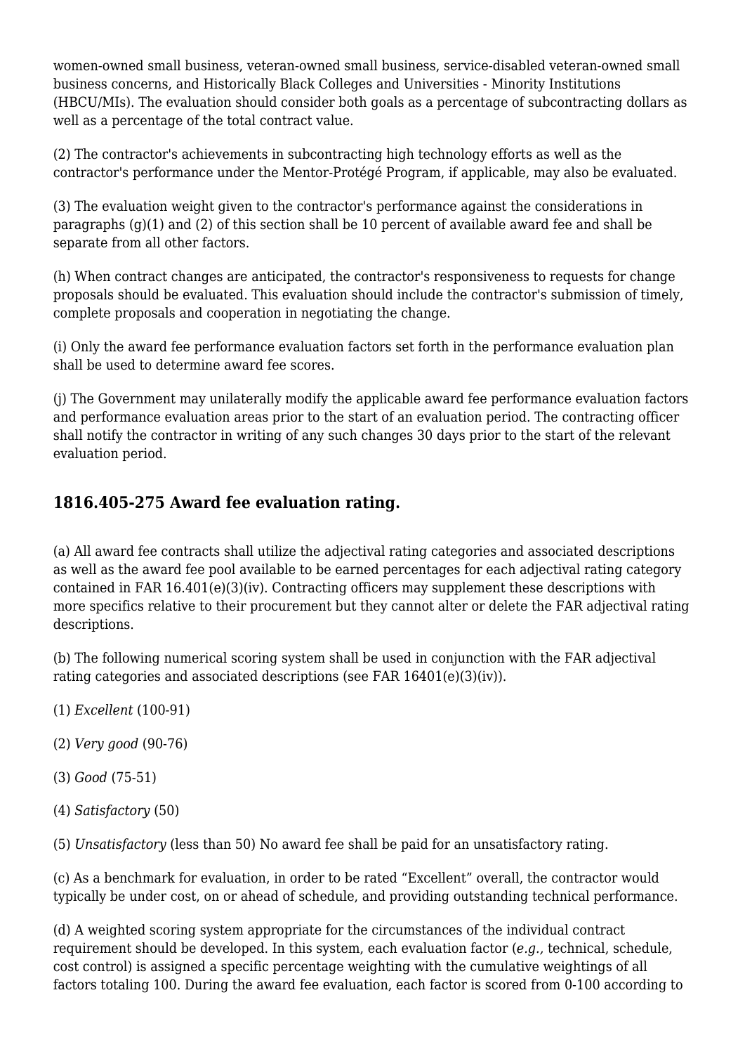women-owned small business, veteran-owned small business, service-disabled veteran-owned small business concerns, and Historically Black Colleges and Universities - Minority Institutions (HBCU/MIs). The evaluation should consider both goals as a percentage of subcontracting dollars as well as a percentage of the total contract value.

(2) The contractor's achievements in subcontracting high technology efforts as well as the contractor's performance under the Mentor-Protégé Program, if applicable, may also be evaluated.

(3) The evaluation weight given to the contractor's performance against the considerations in paragraphs (g)(1) and (2) of this section shall be 10 percent of available award fee and shall be separate from all other factors.

(h) When contract changes are anticipated, the contractor's responsiveness to requests for change proposals should be evaluated. This evaluation should include the contractor's submission of timely, complete proposals and cooperation in negotiating the change.

(i) Only the award fee performance evaluation factors set forth in the performance evaluation plan shall be used to determine award fee scores.

(j) The Government may unilaterally modify the applicable award fee performance evaluation factors and performance evaluation areas prior to the start of an evaluation period. The contracting officer shall notify the contractor in writing of any such changes 30 days prior to the start of the relevant evaluation period.

## 1816.405-275 Award fee evaluation rating.

(a) All award fee contracts shall utilize the adjectival rating categories and associated descriptions as well as the award fee pool available to be earned percentages for each adjectival rating category contained in FAR 16.401(e)(3)(iv). Contracting officers may supplement these descriptions with more specifics relative to their procurement but they cannot alter or delete the FAR adjectival rating descriptions.

(b) The following numerical scoring system shall be used in conjunction with the FAR adjectival rating categories and associated descriptions (see FAR 16401(e)(3)(iv)).

(1) *Excellent* (100-91)

(2) *Very good* (90-76)

(3) *Good* (75-51)

(4) *Satisfactory* (50)

(5) *Unsatisfactory* (less than 50) No award fee shall be paid for an unsatisfactory rating.

(c) As a benchmark for evaluation, in order to be rated "Excellent" overall, the contractor would typically be under cost, on or ahead of schedule, and providing outstanding technical performance.

(d) A weighted scoring system appropriate for the circumstances of the individual contract requirement should be developed. In this system, each evaluation factor (*e.g.,* technical, schedule, cost control) is assigned a specific percentage weighting with the cumulative weightings of all factors totaling 100. During the award fee evaluation, each factor is scored from 0-100 according to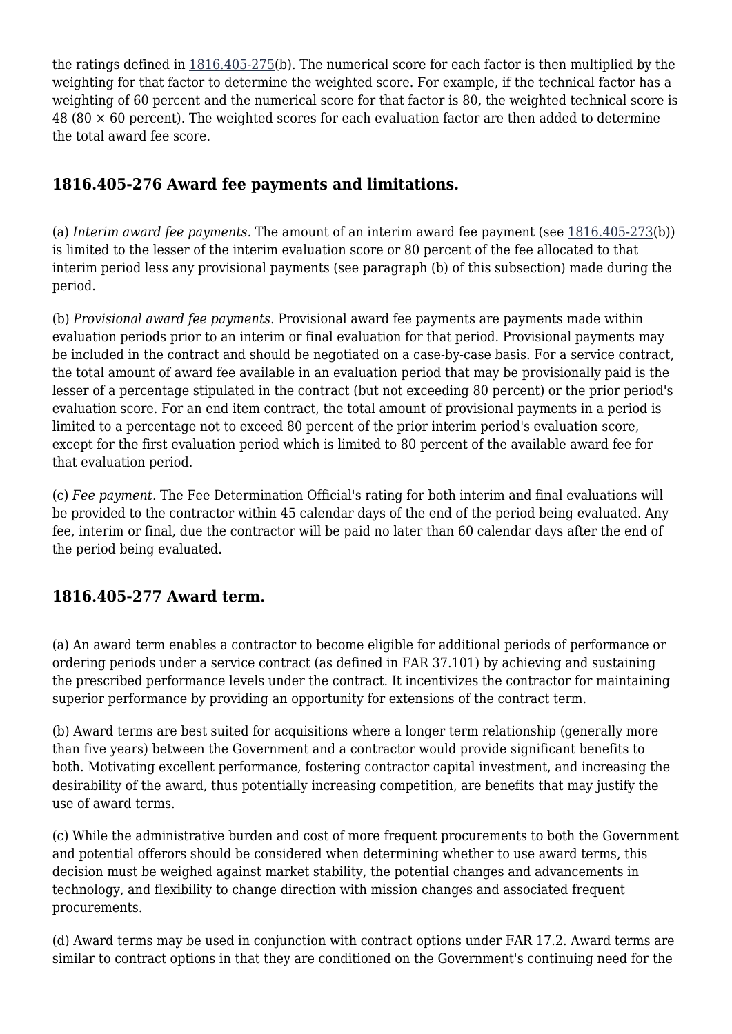the ratings defined in 1816.405-275(b). The numerical score for each factor is then multiplied by the weighting for that factor to determine the weighted score. For example, if the technical factor has a weighting of 60 percent and the numerical score for that factor is 80, the weighted technical score is 48 (80 × 60 percent). The weighted scores for each evaluation factor are then added to determine the total award fee score.

## 1816.405-276 Award fee payments and limitations.

(a) *Interim award fee payments.* The amount of an interim award fee payment (see 1816.405-273(b)) is limited to the lesser of the interim evaluation score or 80 percent of the fee allocated to that interim period less any provisional payments (see paragraph (b) of this subsection) made during the period.

(b) *Provisional award fee payments.* Provisional award fee payments are payments made within evaluation periods prior to an interim or final evaluation for that period. Provisional payments may be included in the contract and should be negotiated on a case-by-case basis. For a service contract, the total amount of award fee available in an evaluation period that may be provisionally paid is the lesser of a percentage stipulated in the contract (but not exceeding 80 percent) or the prior period's evaluation score. For an end item contract, the total amount of provisional payments in a period is limited to a percentage not to exceed 80 percent of the prior interim period's evaluation score, except for the first evaluation period which is limited to 80 percent of the available award fee for that evaluation period.

(c) *Fee payment.* The Fee Determination Official's rating for both interim and final evaluations will be provided to the contractor within 45 calendar days of the end of the period being evaluated. Any fee, interim or final, due the contractor will be paid no later than 60 calendar days after the end of the period being evaluated.

## 1816.405-277 Award term.

(a) An award term enables a contractor to become eligible for additional periods of performance or ordering periods under a service contract (as defined in FAR 37.101) by achieving and sustaining the prescribed performance levels under the contract. It incentivizes the contractor for maintaining superior performance by providing an opportunity for extensions of the contract term.

(b) Award terms are best suited for acquisitions where a longer term relationship (generally more than five years) between the Government and a contractor would provide significant benefits to both. Motivating excellent performance, fostering contractor capital investment, and increasing the desirability of the award, thus potentially increasing competition, are benefits that may justify the use of award terms.

(c) While the administrative burden and cost of more frequent procurements to both the Government and potential offerors should be considered when determining whether to use award terms, this decision must be weighed against market stability, the potential changes and advancements in technology, and flexibility to change direction with mission changes and associated frequent procurements.

(d) Award terms may be used in conjunction with contract options under FAR 17.2. Award terms are similar to contract options in that they are conditioned on the Government's continuing need for the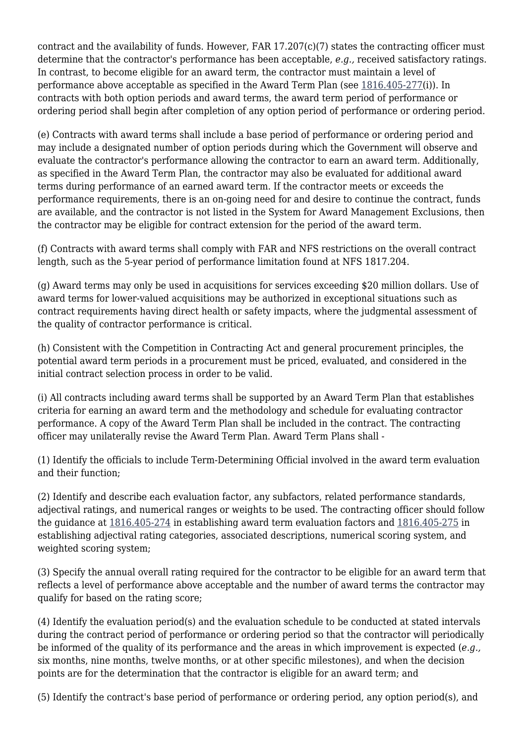contract and the availability of funds. However, FAR 17.207(c)(7) states the contracting officer must determine that the contractor's performance has been acceptable, *e.g.,* received satisfactory ratings. In contrast, to become eligible for an award term, the contractor must maintain a level of performance above acceptable as specified in the Award Term Plan (see 1816.405-277(i)). In contracts with both option periods and award terms, the award term period of performance or ordering period shall begin after completion of any option period of performance or ordering period.

(e) Contracts with award terms shall include a base period of performance or ordering period and may include a designated number of option periods during which the Government will observe and evaluate the contractor's performance allowing the contractor to earn an award term. Additionally, as specified in the Award Term Plan, the contractor may also be evaluated for additional award terms during performance of an earned award term. If the contractor meets or exceeds the performance requirements, there is an on-going need for and desire to continue the contract, funds are available, and the contractor is not listed in the System for Award Management Exclusions, then the contractor may be eligible for contract extension for the period of the award term.

(f) Contracts with award terms shall comply with FAR and NFS restrictions on the overall contract length, such as the 5-year period of performance limitation found at NFS 1817.204.

(g) Award terms may only be used in acquisitions for services exceeding $20 million dollars. Use of award terms for lower-valued acquisitions may be authorized in exceptional situations such as contract requirements having direct health or safety impacts, where the judgmental assessment of the quality of contractor performance is critical.

(h) Consistent with the Competition in Contracting Act and general procurement principles, the potential award term periods in a procurement must be priced, evaluated, and considered in the initial contract selection process in order to be valid.

(i) All contracts including award terms shall be supported by an Award Term Plan that establishes criteria for earning an award term and the methodology and schedule for evaluating contractor performance. A copy of the Award Term Plan shall be included in the contract. The contracting officer may unilaterally revise the Award Term Plan. Award Term Plans shall -

(1) Identify the officials to include Term-Determining Official involved in the award term evaluation and their function;

(2) Identify and describe each evaluation factor, any subfactors, related performance standards, adjectival ratings, and numerical ranges or weights to be used. The contracting officer should follow the guidance at 1816.405-274 in establishing award term evaluation factors and 1816.405-275 in establishing adjectival rating categories, associated descriptions, numerical scoring system, and weighted scoring system;

(3) Specify the annual overall rating required for the contractor to be eligible for an award term that reflects a level of performance above acceptable and the number of award terms the contractor may qualify for based on the rating score;

(4) Identify the evaluation period(s) and the evaluation schedule to be conducted at stated intervals during the contract period of performance or ordering period so that the contractor will periodically be informed of the quality of its performance and the areas in which improvement is expected (*e.g.,* six months, nine months, twelve months, or at other specific milestones), and when the decision points are for the determination that the contractor is eligible for an award term; and

(5) Identify the contract's base period of performance or ordering period, any option period(s), and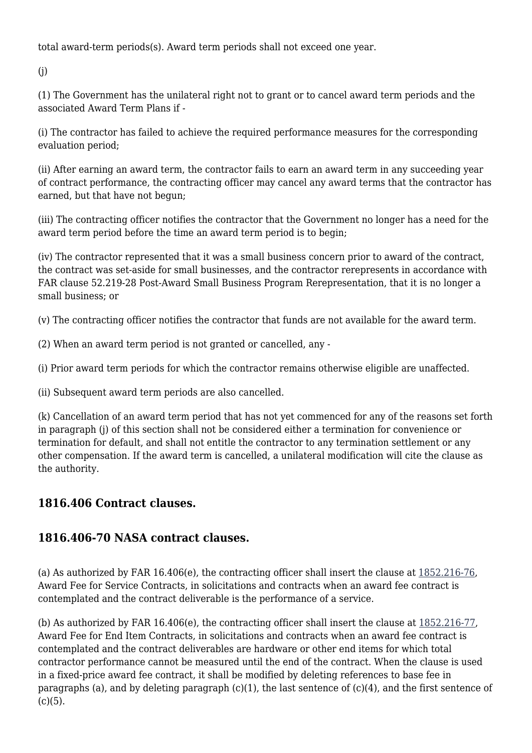total award-term periods(s). Award term periods shall not exceed one year.

(j)

(1) The Government has the unilateral right not to grant or to cancel award term periods and the associated Award Term Plans if -

(i) The contractor has failed to achieve the required performance measures for the corresponding evaluation period;

(ii) After earning an award term, the contractor fails to earn an award term in any succeeding year of contract performance, the contracting officer may cancel any award terms that the contractor has earned, but that have not begun;

(iii) The contracting officer notifies the contractor that the Government no longer has a need for the award term period before the time an award term period is to begin;

(iv) The contractor represented that it was a small business concern prior to award of the contract, the contract was set-aside for small businesses, and the contractor rerepresents in accordance with FAR clause 52.219-28 Post-Award Small Business Program Rerepresentation, that it is no longer a small business; or

(v) The contracting officer notifies the contractor that funds are not available for the award term.

(2) When an award term period is not granted or cancelled, any -

(i) Prior award term periods for which the contractor remains otherwise eligible are unaffected.

(ii) Subsequent award term periods are also cancelled.

(k) Cancellation of an award term period that has not yet commenced for any of the reasons set forth in paragraph (j) of this section shall not be considered either a termination for convenience or termination for default, and shall not entitle the contractor to any termination settlement or any other compensation. If the award term is cancelled, a unilateral modification will cite the clause as the authority.

## 1816.406 Contract clauses.

## 1816.406-70 NASA contract clauses.

(a) As authorized by FAR 16.406(e), the contracting officer shall insert the clause at 1852.216-76, Award Fee for Service Contracts, in solicitations and contracts when an award fee contract is contemplated and the contract deliverable is the performance of a service.

(b) As authorized by FAR 16.406(e), the contracting officer shall insert the clause at 1852.216-77, Award Fee for End Item Contracts, in solicitations and contracts when an award fee contract is contemplated and the contract deliverables are hardware or other end items for which total contractor performance cannot be measured until the end of the contract. When the clause is used in a fixed-price award fee contract, it shall be modified by deleting references to base fee in paragraphs (a), and by deleting paragraph (c)(1), the last sentence of (c)(4), and the first sentence of (c)(5).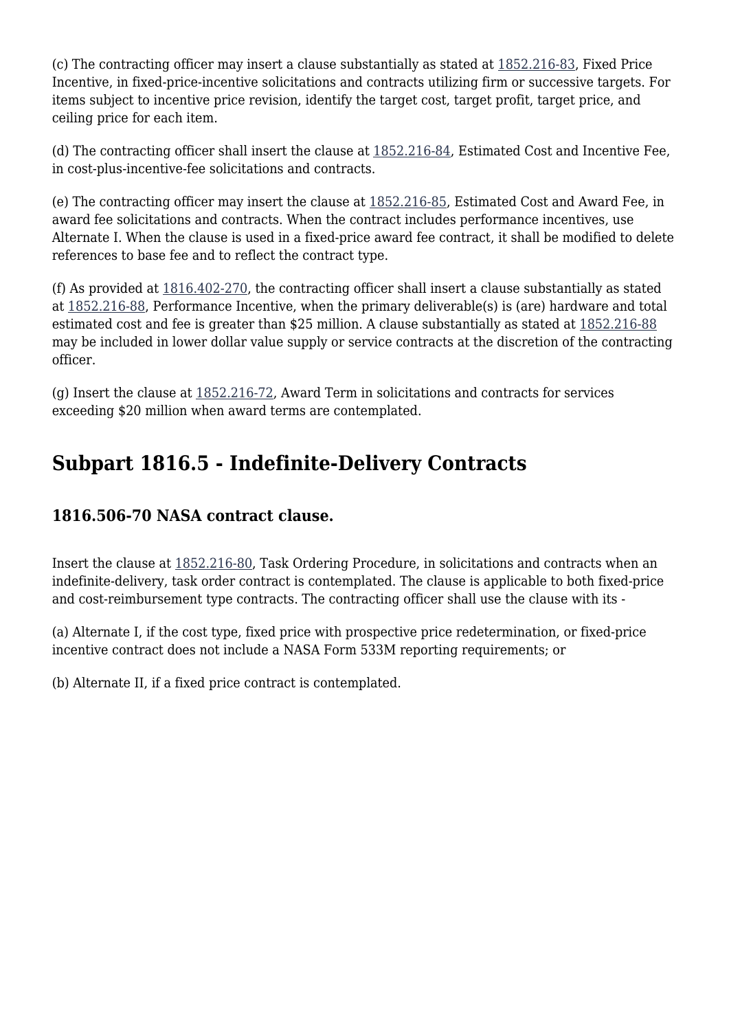(c) The contracting officer may insert a clause substantially as stated at 1852.216-83, Fixed Price Incentive, in fixed-price-incentive solicitations and contracts utilizing firm or successive targets. For items subject to incentive price revision, identify the target cost, target profit, target price, and ceiling price for each item.

(d) The contracting officer shall insert the clause at 1852.216-84, Estimated Cost and Incentive Fee, in cost-plus-incentive-fee solicitations and contracts.

(e) The contracting officer may insert the clause at 1852.216-85, Estimated Cost and Award Fee, in award fee solicitations and contracts. When the contract includes performance incentives, use Alternate I. When the clause is used in a fixed-price award fee contract, it shall be modified to delete references to base fee and to reflect the contract type.

(f) As provided at 1816.402-270, the contracting officer shall insert a clause substantially as stated at 1852.216-88, Performance Incentive, when the primary deliverable(s) is (are) hardware and total estimated cost and fee is greater than $25 million. A clause substantially as stated at 1852.216-88 may be included in lower dollar value supply or service contracts at the discretion of the contracting officer.

(g) Insert the clause at 1852.216-72, Award Term in solicitations and contracts for services exceeding $20 million when award terms are contemplated.

## Subpart 1816.5 - Indefinite-Delivery Contracts

### 1816.506-70 NASA contract clause.

Insert the clause at 1852.216-80, Task Ordering Procedure, in solicitations and contracts when an indefinite-delivery, task order contract is contemplated. The clause is applicable to both fixed-price and cost-reimbursement type contracts. The contracting officer shall use the clause with its -

(a) Alternate I, if the cost type, fixed price with prospective price redetermination, or fixed-price incentive contract does not include a NASA Form 533M reporting requirements; or

(b) Alternate II, if a fixed price contract is contemplated.